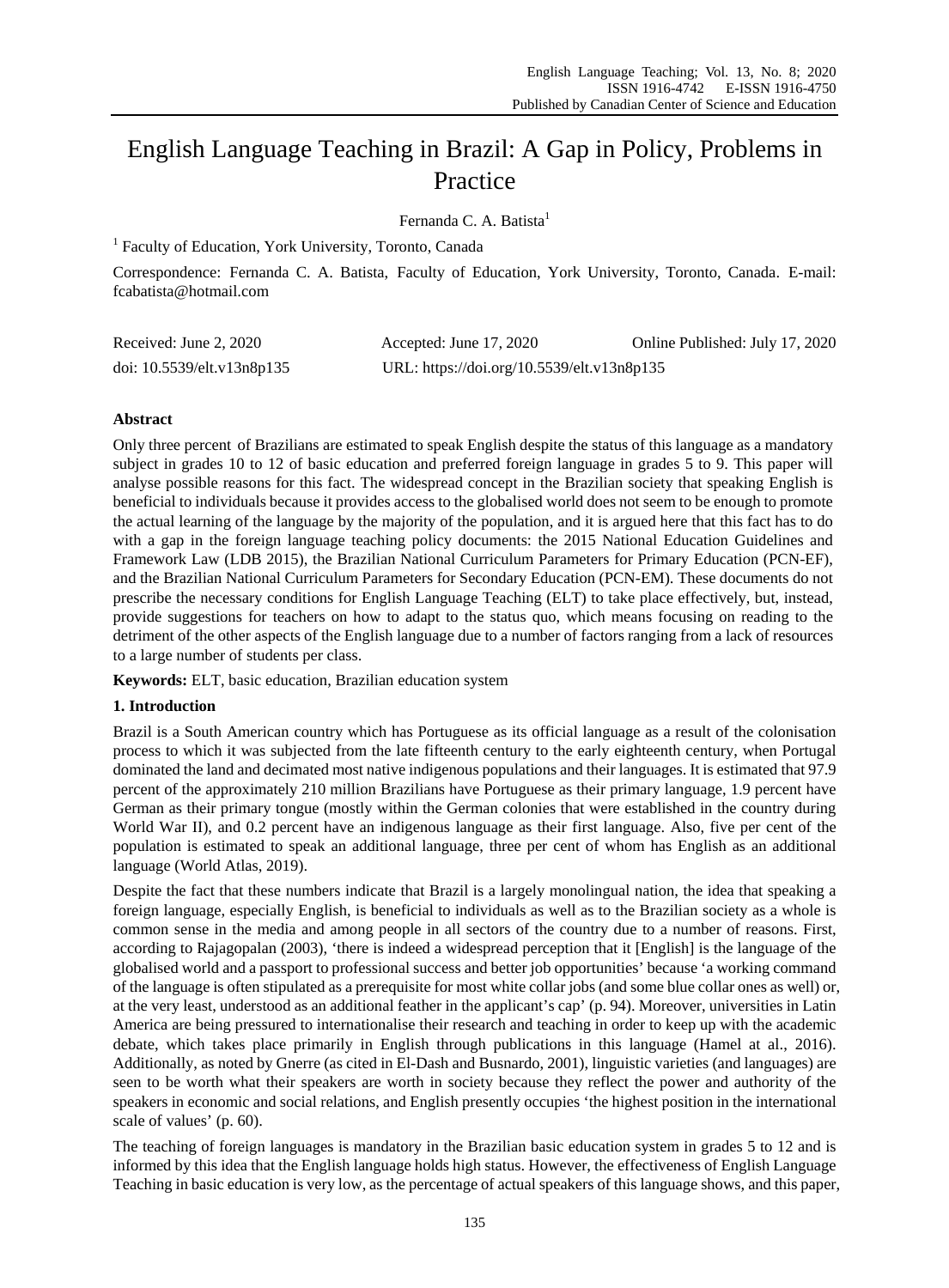# English Language Teaching in Brazil: A Gap in Policy, Problems in Practice

Fernanda C. A. Batista[1]

[1] Faculty of Education, York University, Toronto, Canada

Correspondence: Fernanda C. A. Batista, Faculty of Education, York University, Toronto, Canada. E-mail: fcabatista@hotmail.com

Received: June 2, 2020 Accepted: June 17, 2020 Online Published: July 17, 2020

doi: 10.5539/elt.v13n8p135 URL: https://doi.org/10.5539/elt.v13n8p135

## Abstract

Only three percent of Brazilians are estimated to speak English despite the status of this language as a mandatory subject in grades 10 to 12 of basic education and preferred foreign language in grades 5 to 9. This paper will analyse possible reasons for this fact. The widespread concept in the Brazilian society that speaking English is beneficial to individuals because it provides access to the globalised world does not seem to be enough to promote the actual learning of the language by the majority of the population, and it is argued here that this fact has to do with a gap in the foreign language teaching policy documents: the 2015 National Education Guidelines and Framework Law (LDB 2015), the Brazilian National Curriculum Parameters for Primary Education (PCN-EF), and the Brazilian National Curriculum Parameters for Secondary Education (PCN-EM). These documents do not prescribe the necessary conditions for English Language Teaching (ELT) to take place effectively, but, instead, provide suggestions for teachers on how to adapt to the status quo, which means focusing on reading to the detriment of the other aspects of the English language due to a number of factors ranging from a lack of resources to a large number of students per class.

**Keywords:** ELT, basic education, Brazilian education system

## 1. Introduction

Brazil is a South American country which has Portuguese as its official language as a result of the colonisation process to which it was subjected from the late fifteenth century to the early eighteenth century, when Portugal dominated the land and decimated most native indigenous populations and their languages. It is estimated that 97.9 percent of the approximately 210 million Brazilians have Portuguese as their primary language, 1.9 percent have German as their primary tongue (mostly within the German colonies that were established in the country during World War II), and 0.2 percent have an indigenous language as their first language. Also, five per cent of the population is estimated to speak an additional language, three per cent of whom has English as an additional language (World Atlas, 2019).

Despite the fact that these numbers indicate that Brazil is a largely monolingual nation, the idea that speaking a foreign language, especially English, is beneficial to individuals as well as to the Brazilian society as a whole is common sense in the media and among people in all sectors of the country due to a number of reasons. First, according to Rajagopalan (2003), 'there is indeed a widespread perception that it [English] is the language of the globalised world and a passport to professional success and better job opportunities' because 'a working command of the language is often stipulated as a prerequisite for most white collar jobs (and some blue collar ones as well) or, at the very least, understood as an additional feather in the applicant's cap' (p. 94). Moreover, universities in Latin America are being pressured to internationalise their research and teaching in order to keep up with the academic debate, which takes place primarily in English through publications in this language (Hamel at al., 2016). Additionally, as noted by Gnerre (as cited in El-Dash and Busnardo, 2001), linguistic varieties (and languages) are seen to be worth what their speakers are worth in society because they reflect the power and authority of the speakers in economic and social relations, and English presently occupies 'the highest position in the international scale of values' (p. 60).

The teaching of foreign languages is mandatory in the Brazilian basic education system in grades 5 to 12 and is informed by this idea that the English language holds high status. However, the effectiveness of English Language Teaching in basic education is very low, as the percentage of actual speakers of this language shows, and this paper,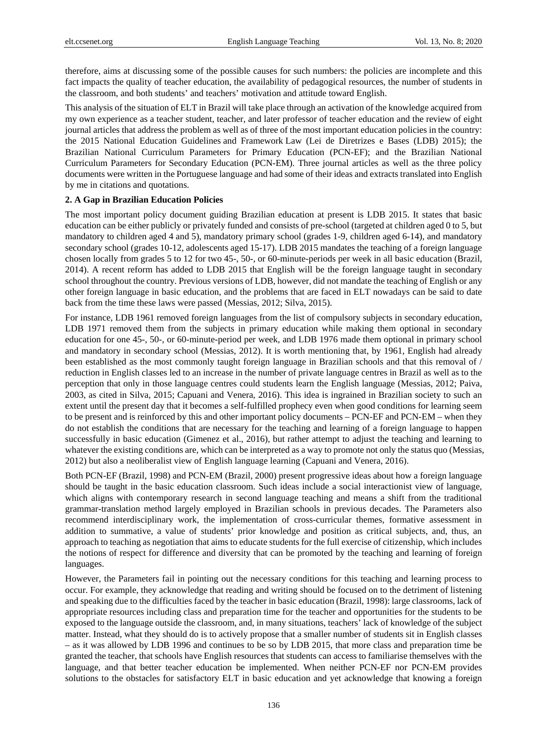therefore, aims at discussing some of the possible causes for such numbers: the policies are incomplete and this fact impacts the quality of teacher education, the availability of pedagogical resources, the number of students in the classroom, and both students' and teachers' motivation and attitude toward English.

This analysis of the situation of ELT in Brazil will take place through an activation of the knowledge acquired from my own experience as a teacher student, teacher, and later professor of teacher education and the review of eight journal articles that address the problem as well as of three of the most important education policies in the country: the 2015 National Education Guidelines and Framework Law (Lei de Diretrizes e Bases (LDB) 2015); the Brazilian National Curriculum Parameters for Primary Education (PCN-EF); and the Brazilian National Curriculum Parameters for Secondary Education (PCN-EM). Three journal articles as well as the three policy documents were written in the Portuguese language and had some of their ideas and extracts translated into English by me in citations and quotations.

**2. A Gap in Brazilian Education Policies**

The most important policy document guiding Brazilian education at present is LDB 2015. It states that basic education can be either publicly or privately funded and consists of pre-school (targeted at children aged 0 to 5, but mandatory to children aged 4 and 5), mandatory primary school (grades 1-9, children aged 6-14), and mandatory secondary school (grades 10-12, adolescents aged 15-17). LDB 2015 mandates the teaching of a foreign language chosen locally from grades 5 to 12 for two 45-, 50-, or 60-minute-periods per week in all basic education (Brazil, 2014). A recent reform has added to LDB 2015 that English will be the foreign language taught in secondary school throughout the country. Previous versions of LDB, however, did not mandate the teaching of English or any other foreign language in basic education, and the problems that are faced in ELT nowadays can be said to date back from the time these laws were passed (Messias, 2012; Silva, 2015).

For instance, LDB 1961 removed foreign languages from the list of compulsory subjects in secondary education, LDB 1971 removed them from the subjects in primary education while making them optional in secondary education for one 45-, 50-, or 60-minute-period per week, and LDB 1976 made them optional in primary school and mandatory in secondary school (Messias, 2012). It is worth mentioning that, by 1961, English had already been established as the most commonly taught foreign language in Brazilian schools and that this removal of / reduction in English classes led to an increase in the number of private language centres in Brazil as well as to the perception that only in those language centres could students learn the English language (Messias, 2012; Paiva, 2003, as cited in Silva, 2015; Capuani and Venera, 2016). This idea is ingrained in Brazilian society to such an extent until the present day that it becomes a self-fulfilled prophecy even when good conditions for learning seem to be present and is reinforced by this and other important policy documents – PCN-EF and PCN-EM – when they do not establish the conditions that are necessary for the teaching and learning of a foreign language to happen successfully in basic education (Gimenez et al., 2016), but rather attempt to adjust the teaching and learning to whatever the existing conditions are, which can be interpreted as a way to promote not only the status quo (Messias, 2012) but also a neoliberalist view of English language learning (Capuani and Venera, 2016).

Both PCN-EF (Brazil, 1998) and PCN-EM (Brazil, 2000) present progressive ideas about how a foreign language should be taught in the basic education classroom. Such ideas include a social interactionist view of language, which aligns with contemporary research in second language teaching and means a shift from the traditional grammar-translation method largely employed in Brazilian schools in previous decades. The Parameters also recommend interdisciplinary work, the implementation of cross-curricular themes, formative assessment in addition to summative, a value of students' prior knowledge and position as critical subjects, and, thus, an approach to teaching as negotiation that aims to educate students for the full exercise of citizenship, which includes the notions of respect for difference and diversity that can be promoted by the teaching and learning of foreign languages.

However, the Parameters fail in pointing out the necessary conditions for this teaching and learning process to occur. For example, they acknowledge that reading and writing should be focused on to the detriment of listening and speaking due to the difficulties faced by the teacher in basic education (Brazil, 1998): large classrooms, lack of appropriate resources including class and preparation time for the teacher and opportunities for the students to be exposed to the language outside the classroom, and, in many situations, teachers' lack of knowledge of the subject matter. Instead, what they should do is to actively propose that a smaller number of students sit in English classes – as it was allowed by LDB 1996 and continues to be so by LDB 2015, that more class and preparation time be granted the teacher, that schools have English resources that students can access to familiarise themselves with the language, and that better teacher education be implemented. When neither PCN-EF nor PCN-EM provides solutions to the obstacles for satisfactory ELT in basic education and yet acknowledge that knowing a foreign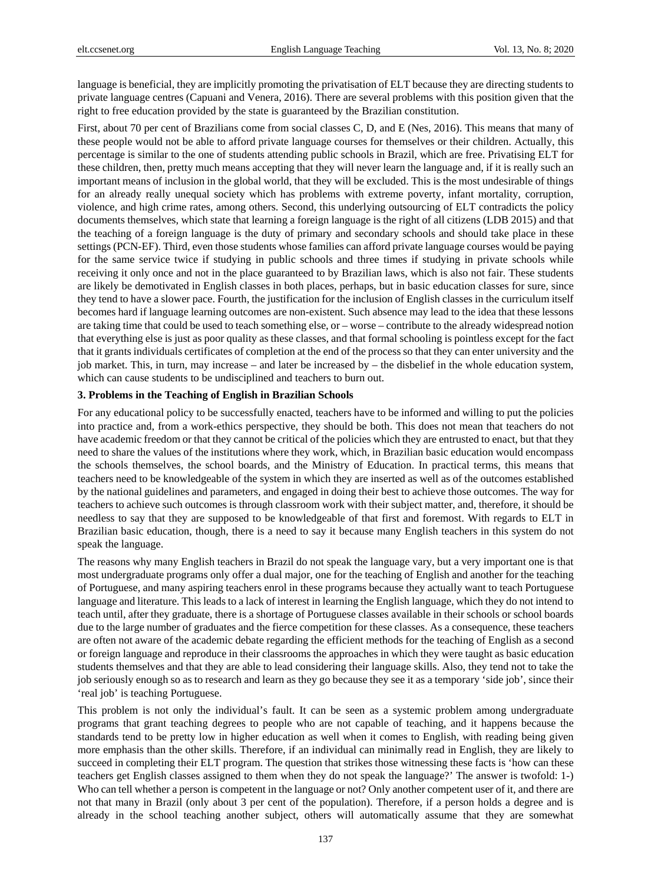language is beneficial, they are implicitly promoting the privatisation of ELT because they are directing students to private language centres (Capuani and Venera, 2016). There are several problems with this position given that the right to free education provided by the state is guaranteed by the Brazilian constitution.

First, about 70 per cent of Brazilians come from social classes C, D, and E (Nes, 2016). This means that many of these people would not be able to afford private language courses for themselves or their children. Actually, this percentage is similar to the one of students attending public schools in Brazil, which are free. Privatising ELT for these children, then, pretty much means accepting that they will never learn the language and, if it is really such an important means of inclusion in the global world, that they will be excluded. This is the most undesirable of things for an already really unequal society which has problems with extreme poverty, infant mortality, corruption, violence, and high crime rates, among others. Second, this underlying outsourcing of ELT contradicts the policy documents themselves, which state that learning a foreign language is the right of all citizens (LDB 2015) and that the teaching of a foreign language is the duty of primary and secondary schools and should take place in these settings (PCN-EF). Third, even those students whose families can afford private language courses would be paying for the same service twice if studying in public schools and three times if studying in private schools while receiving it only once and not in the place guaranteed to by Brazilian laws, which is also not fair. These students are likely be demotivated in English classes in both places, perhaps, but in basic education classes for sure, since they tend to have a slower pace. Fourth, the justification for the inclusion of English classes in the curriculum itself becomes hard if language learning outcomes are non-existent. Such absence may lead to the idea that these lessons are taking time that could be used to teach something else, or – worse – contribute to the already widespread notion that everything else is just as poor quality as these classes, and that formal schooling is pointless except for the fact that it grants individuals certificates of completion at the end of the process so that they can enter university and the job market. This, in turn, may increase – and later be increased by – the disbelief in the whole education system, which can cause students to be undisciplined and teachers to burn out.

### 3. Problems in the Teaching of English in Brazilian Schools

For any educational policy to be successfully enacted, teachers have to be informed and willing to put the policies into practice and, from a work-ethics perspective, they should be both. This does not mean that teachers do not have academic freedom or that they cannot be critical of the policies which they are entrusted to enact, but that they need to share the values of the institutions where they work, which, in Brazilian basic education would encompass the schools themselves, the school boards, and the Ministry of Education. In practical terms, this means that teachers need to be knowledgeable of the system in which they are inserted as well as of the outcomes established by the national guidelines and parameters, and engaged in doing their best to achieve those outcomes. The way for teachers to achieve such outcomes is through classroom work with their subject matter, and, therefore, it should be needless to say that they are supposed to be knowledgeable of that first and foremost. With regards to ELT in Brazilian basic education, though, there is a need to say it because many English teachers in this system do not speak the language.

The reasons why many English teachers in Brazil do not speak the language vary, but a very important one is that most undergraduate programs only offer a dual major, one for the teaching of English and another for the teaching of Portuguese, and many aspiring teachers enrol in these programs because they actually want to teach Portuguese language and literature. This leads to a lack of interest in learning the English language, which they do not intend to teach until, after they graduate, there is a shortage of Portuguese classes available in their schools or school boards due to the large number of graduates and the fierce competition for these classes. As a consequence, these teachers are often not aware of the academic debate regarding the efficient methods for the teaching of English as a second or foreign language and reproduce in their classrooms the approaches in which they were taught as basic education students themselves and that they are able to lead considering their language skills. Also, they tend not to take the job seriously enough so as to research and learn as they go because they see it as a temporary 'side job', since their 'real job' is teaching Portuguese.

This problem is not only the individual's fault. It can be seen as a systemic problem among undergraduate programs that grant teaching degrees to people who are not capable of teaching, and it happens because the standards tend to be pretty low in higher education as well when it comes to English, with reading being given more emphasis than the other skills. Therefore, if an individual can minimally read in English, they are likely to succeed in completing their ELT program. The question that strikes those witnessing these facts is 'how can these teachers get English classes assigned to them when they do not speak the language?' The answer is twofold: 1-) Who can tell whether a person is competent in the language or not? Only another competent user of it, and there are not that many in Brazil (only about 3 per cent of the population). Therefore, if a person holds a degree and is already in the school teaching another subject, others will automatically assume that they are somewhat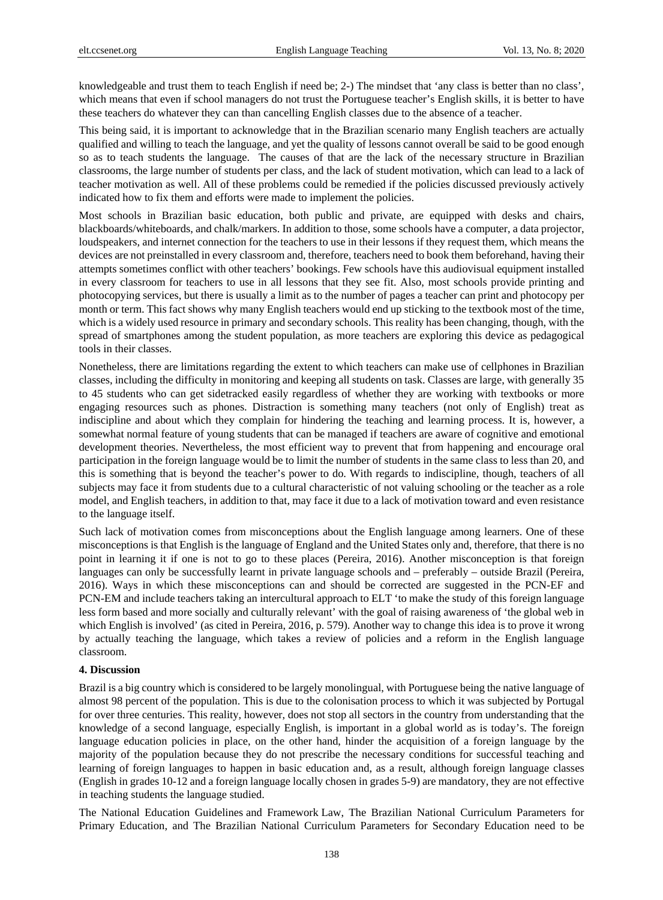knowledgeable and trust them to teach English if need be; 2-) The mindset that 'any class is better than no class', which means that even if school managers do not trust the Portuguese teacher's English skills, it is better to have these teachers do whatever they can than cancelling English classes due to the absence of a teacher.

This being said, it is important to acknowledge that in the Brazilian scenario many English teachers are actually qualified and willing to teach the language, and yet the quality of lessons cannot overall be said to be good enough so as to teach students the language. The causes of that are the lack of the necessary structure in Brazilian classrooms, the large number of students per class, and the lack of student motivation, which can lead to a lack of teacher motivation as well. All of these problems could be remedied if the policies discussed previously actively indicated how to fix them and efforts were made to implement the policies.

Most schools in Brazilian basic education, both public and private, are equipped with desks and chairs, blackboards/whiteboards, and chalk/markers. In addition to those, some schools have a computer, a data projector, loudspeakers, and internet connection for the teachers to use in their lessons if they request them, which means the devices are not preinstalled in every classroom and, therefore, teachers need to book them beforehand, having their attempts sometimes conflict with other teachers' bookings. Few schools have this audiovisual equipment installed in every classroom for teachers to use in all lessons that they see fit. Also, most schools provide printing and photocopying services, but there is usually a limit as to the number of pages a teacher can print and photocopy per month or term. This fact shows why many English teachers would end up sticking to the textbook most of the time, which is a widely used resource in primary and secondary schools. This reality has been changing, though, with the spread of smartphones among the student population, as more teachers are exploring this device as pedagogical tools in their classes.

Nonetheless, there are limitations regarding the extent to which teachers can make use of cellphones in Brazilian classes, including the difficulty in monitoring and keeping all students on task. Classes are large, with generally 35 to 45 students who can get sidetracked easily regardless of whether they are working with textbooks or more engaging resources such as phones. Distraction is something many teachers (not only of English) treat as indiscipline and about which they complain for hindering the teaching and learning process. It is, however, a somewhat normal feature of young students that can be managed if teachers are aware of cognitive and emotional development theories. Nevertheless, the most efficient way to prevent that from happening and encourage oral participation in the foreign language would be to limit the number of students in the same class to less than 20, and this is something that is beyond the teacher's power to do. With regards to indiscipline, though, teachers of all subjects may face it from students due to a cultural characteristic of not valuing schooling or the teacher as a role model, and English teachers, in addition to that, may face it due to a lack of motivation toward and even resistance to the language itself.

Such lack of motivation comes from misconceptions about the English language among learners. One of these misconceptions is that English is the language of England and the United States only and, therefore, that there is no point in learning it if one is not to go to these places (Pereira, 2016). Another misconception is that foreign languages can only be successfully learnt in private language schools and – preferably – outside Brazil (Pereira, 2016). Ways in which these misconceptions can and should be corrected are suggested in the PCN-EF and PCN-EM and include teachers taking an intercultural approach to ELT 'to make the study of this foreign language less form based and more socially and culturally relevant' with the goal of raising awareness of 'the global web in which English is involved' (as cited in Pereira, 2016, p. 579). Another way to change this idea is to prove it wrong by actually teaching the language, which takes a review of policies and a reform in the English language classroom.

## 4. Discussion

Brazil is a big country which is considered to be largely monolingual, with Portuguese being the native language of almost 98 percent of the population. This is due to the colonisation process to which it was subjected by Portugal for over three centuries. This reality, however, does not stop all sectors in the country from understanding that the knowledge of a second language, especially English, is important in a global world as is today's. The foreign language education policies in place, on the other hand, hinder the acquisition of a foreign language by the majority of the population because they do not prescribe the necessary conditions for successful teaching and learning of foreign languages to happen in basic education and, as a result, although foreign language classes (English in grades 10-12 and a foreign language locally chosen in grades 5-9) are mandatory, they are not effective in teaching students the language studied.

The National Education Guidelines and Framework Law, The Brazilian National Curriculum Parameters for Primary Education, and The Brazilian National Curriculum Parameters for Secondary Education need to be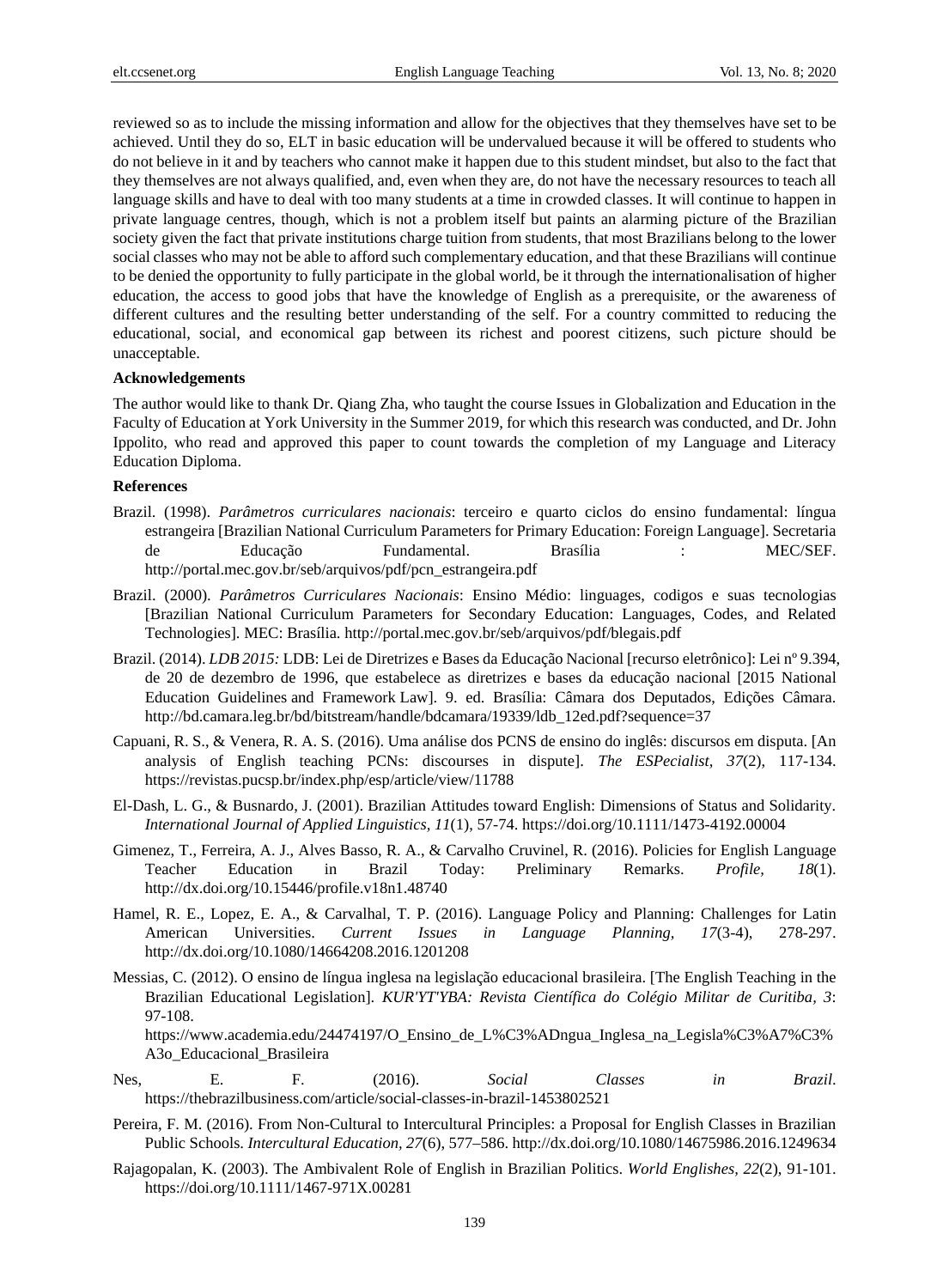reviewed so as to include the missing information and allow for the objectives that they themselves have set to be achieved. Until they do so, ELT in basic education will be undervalued because it will be offered to students who do not believe in it and by teachers who cannot make it happen due to this student mindset, but also to the fact that they themselves are not always qualified, and, even when they are, do not have the necessary resources to teach all language skills and have to deal with too many students at a time in crowded classes. It will continue to happen in private language centres, though, which is not a problem itself but paints an alarming picture of the Brazilian society given the fact that private institutions charge tuition from students, that most Brazilians belong to the lower social classes who may not be able to afford such complementary education, and that these Brazilians will continue to be denied the opportunity to fully participate in the global world, be it through the internationalisation of higher education, the access to good jobs that have the knowledge of English as a prerequisite, or the awareness of different cultures and the resulting better understanding of the self. For a country committed to reducing the educational, social, and economical gap between its richest and poorest citizens, such picture should be unacceptable.

**Acknowledgements**

The author would like to thank Dr. Qiang Zha, who taught the course Issues in Globalization and Education in the Faculty of Education at York University in the Summer 2019, for which this research was conducted, and Dr. John Ippolito, who read and approved this paper to count towards the completion of my Language and Literacy Education Diploma.

**References**

Brazil. (1998). *Parâmetros curriculares nacionais*: terceiro e quarto ciclos do ensino fundamental: língua estrangeira [Brazilian National Curriculum Parameters for Primary Education: Foreign Language]. Secretaria de Educação Fundamental. Brasília : MEC/SEF. http://portal.mec.gov.br/seb/arquivos/pdf/pcn_estrangeira.pdf

Brazil. (2000). *Parâmetros Curriculares Nacionais*: Ensino Médio: linguages, codigos e suas tecnologias [Brazilian National Curriculum Parameters for Secondary Education: Languages, Codes, and Related Technologies]. MEC: Brasília. http://portal.mec.gov.br/seb/arquivos/pdf/blegais.pdf

Brazil. (2014). *LDB 2015:* LDB: Lei de Diretrizes e Bases da Educação Nacional [recurso eletrônico]: Lei nº 9.394, de 20 de dezembro de 1996, que estabelece as diretrizes e bases da educação nacional [2015 National Education Guidelines and Framework Law]. 9. ed. Brasília: Câmara dos Deputados, Edições Câmara. http://bd.camara.leg.br/bd/bitstream/handle/bdcamara/19339/ldb_12ed.pdf?sequence=37

Capuani, R. S., & Venera, R. A. S. (2016). Uma análise dos PCNS de ensino do inglês: discursos em disputa. [An analysis of English teaching PCNs: discourses in dispute]. *The ESPecialist, 37*(2), 117-134. https://revistas.pucsp.br/index.php/esp/article/view/11788

El-Dash, L. G., & Busnardo, J. (2001). Brazilian Attitudes toward English: Dimensions of Status and Solidarity. *International Journal of Applied Linguistics, 11*(1), 57-74. https://doi.org/10.1111/1473-4192.00004

Gimenez, T., Ferreira, A. J., Alves Basso, R. A., & Carvalho Cruvinel, R. (2016). Policies for English Language Teacher Education in Brazil Today: Preliminary Remarks. *Profile, 18*(1). http://dx.doi.org/10.15446/profile.v18n1.48740

Hamel, R. E., Lopez, E. A., & Carvalhal, T. P. (2016). Language Policy and Planning: Challenges for Latin American Universities. *Current Issues in Language Planning, 17*(3-4), 278-297. http://dx.doi.org/10.1080/14664208.2016.1201208

Messias, C. (2012). O ensino de língua inglesa na legislação educacional brasileira. [The English Teaching in the Brazilian Educational Legislation]. *KUR'YT'YBA: Revista Científica do Colégio Militar de Curitiba, 3*: 97-108. https://www.academia.edu/24474197/O_Ensino_de_L%C3%ADngua_Inglesa_na_Legisla%C3%A7%C3%A3o_Educacional_Brasileira

Nes, E. F. (2016). *Social Classes in Brazil*. https://thebrazilbusiness.com/article/social-classes-in-brazil-1453802521

Pereira, F. M. (2016). From Non-Cultural to Intercultural Principles: a Proposal for English Classes in Brazilian Public Schools. *Intercultural Education, 27*(6), 577–586. http://dx.doi.org/10.1080/14675986.2016.1249634

Rajagopalan, K. (2003). The Ambivalent Role of English in Brazilian Politics. *World Englishes, 22*(2), 91-101. https://doi.org/10.1111/1467-971X.00281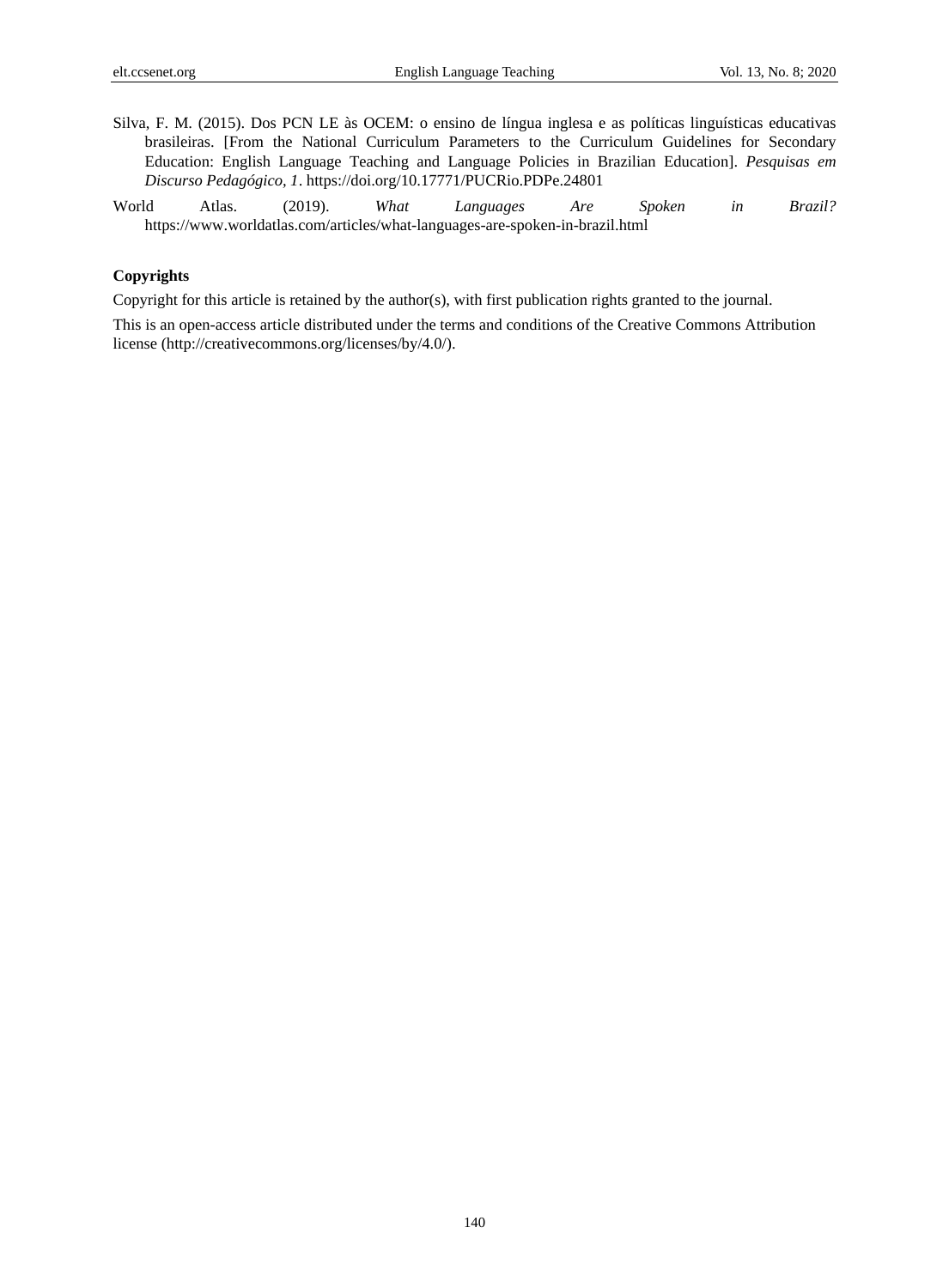Silva, F. M. (2015). Dos PCN LE às OCEM: o ensino de língua inglesa e as políticas linguísticas educativas brasileiras. [From the National Curriculum Parameters to the Curriculum Guidelines for Secondary Education: English Language Teaching and Language Policies in Brazilian Education]. *Pesquisas em Discurso Pedagógico, 1*. https://doi.org/10.17771/PUCRio.PDPe.24801

World Atlas. (2019). *What Languages Are Spoken in Brazil?* https://www.worldatlas.com/articles/what-languages-are-spoken-in-brazil.html

**Copyrights**

Copyright for this article is retained by the author(s), with first publication rights granted to the journal.

This is an open-access article distributed under the terms and conditions of the Creative Commons Attribution license (http://creativecommons.org/licenses/by/4.0/).